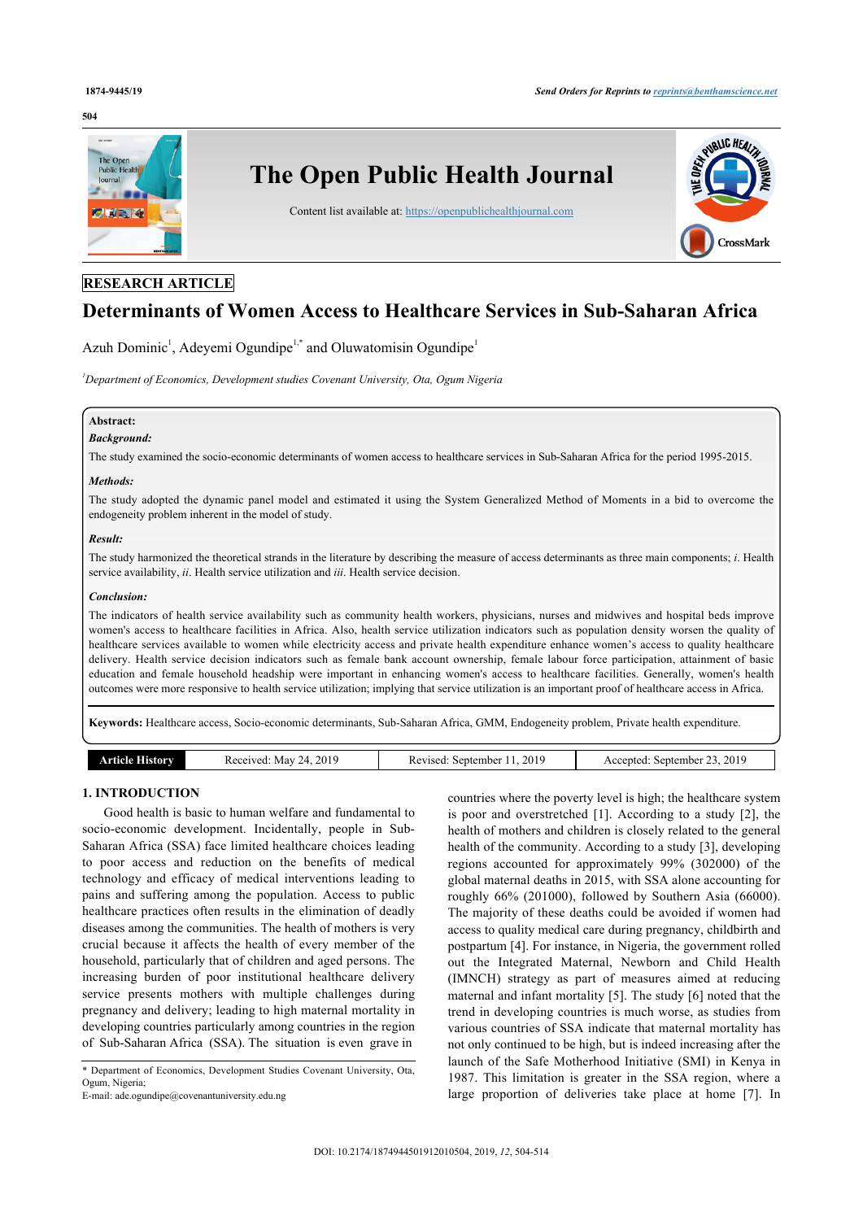RESEARCH ARTICLE

# Determinants of Women Access to Healthcare Services in Sub-Saharan Africa

Azuh Dominic[1], Adeyemi Ogundipe[1,*] and Oluwatomisin Ogundipe[1]

[1]Department of Economics, Development studies Covenant University, Ota, Ogum Nigeria

**Abstract:**

***Background:***

The study examined the socio-economic determinants of women access to healthcare services in Sub-Saharan Africa for the period 1995-2015.

***Methods:***

The study adopted the dynamic panel model and estimated it using the System Generalized Method of Moments in a bid to overcome the endogeneity problem inherent in the model of study.

***Result:***

The study harmonized the theoretical strands in the literature by describing the measure of access determinants as three main components; *i*. Health service availability, *ii*. Health service utilization and *iii*. Health service decision.

***Conclusion:***

The indicators of health service availability such as community health workers, physicians, nurses and midwives and hospital beds improve women's access to healthcare facilities in Africa. Also, health service utilization indicators such as population density worsen the quality of healthcare services available to women while electricity access and private health expenditure enhance women's access to quality healthcare delivery. Health service decision indicators such as female bank account ownership, female labour force participation, attainment of basic education and female household headship were important in enhancing women's access to healthcare facilities. Generally, women's health outcomes were more responsive to health service utilization; implying that service utilization is an important proof of healthcare access in Africa.

**Keywords:** Healthcare access, Socio-economic determinants, Sub-Saharan Africa, GMM, Endogeneity problem, Private health expenditure.

| Article History | Received: May 24, 2019 | Revised: September 11, 2019 | Accepted: September 23, 2019 |
|---|---|---|---|

## 1. INTRODUCTION

Good health is basic to human welfare and fundamental to socio-economic development. Incidentally, people in Sub-Saharan Africa (SSA) face limited healthcare choices leading to poor access and reduction on the benefits of medical technology and efficacy of medical interventions leading to pains and suffering among the population. Access to public healthcare practices often results in the elimination of deadly diseases among the communities. The health of mothers is very crucial because it affects the health of every member of the household, particularly that of children and aged persons. The increasing burden of poor institutional healthcare delivery service presents mothers with multiple challenges during pregnancy and delivery; leading to high maternal mortality in developing countries particularly among countries in the region of Sub-Saharan Africa (SSA). The situation is even grave in countries where the poverty level is high; the healthcare system is poor and overstretched [1]. According to a study [2], the health of mothers and children is closely related to the general health of the community. According to a study [3], developing regions accounted for approximately 99% (302000) of the global maternal deaths in 2015, with SSA alone accounting for roughly 66% (201000), followed by Southern Asia (66000). The majority of these deaths could be avoided if women had access to quality medical care during pregnancy, childbirth and postpartum [4]. For instance, in Nigeria, the government rolled out the Integrated Maternal, Newborn and Child Health (IMNCH) strategy as part of measures aimed at reducing maternal and infant mortality [5]. The study [6] noted that the trend in developing countries is much worse, as studies from various countries of SSA indicate that maternal mortality has not only continued to be high, but is indeed increasing after the launch of the Safe Motherhood Initiative (SMI) in Kenya in 1987. This limitation is greater in the SSA region, where a large proportion of deliveries take place at home [7]. In

* Department of Economics, Development Studies Covenant University, Ota, Ogum, Nigeria;
E-mail: ade.ogundipe@covenantuniversity.edu.ng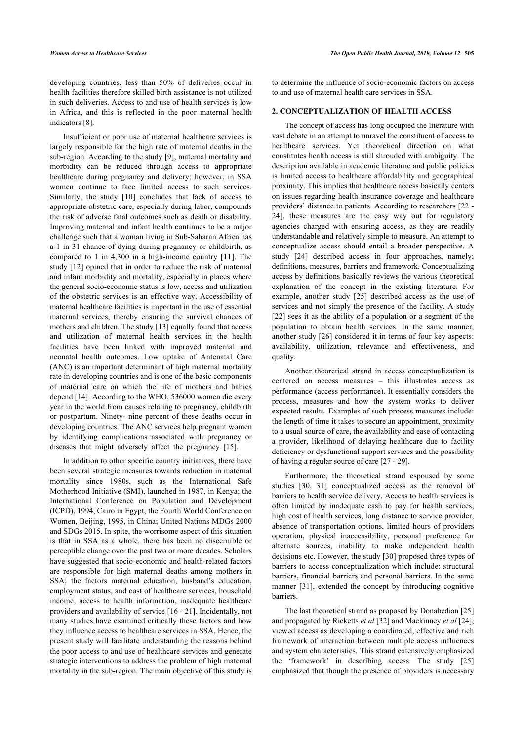developing countries, less than 50% of deliveries occur in health facilities therefore skilled birth assistance is not utilized in such deliveries. Access to and use of health services is low in Africa, and this is reflected in the poor maternal health indicators [8].

Insufficient or poor use of maternal healthcare services is largely responsible for the high rate of maternal deaths in the sub-region. According to the study [9], maternal mortality and morbidity can be reduced through access to appropriate healthcare during pregnancy and delivery; however, in SSA women continue to face limited access to such services. Similarly, the study [10] concludes that lack of access to appropriate obstetric care, especially during labor, compounds the risk of adverse fatal outcomes such as death or disability. Improving maternal and infant health continues to be a major challenge such that a woman living in Sub-Saharan Africa has a 1 in 31 chance of dying during pregnancy or childbirth, as compared to 1 in 4,300 in a high-income country [11]. The study [12] opined that in order to reduce the risk of maternal and infant morbidity and mortality, especially in places where the general socio-economic status is low, access and utilization of the obstetric services is an effective way. Accessibility of maternal healthcare facilities is important in the use of essential maternal services, thereby ensuring the survival chances of mothers and children. The study [13] equally found that access and utilization of maternal health services in the health facilities have been linked with improved maternal and neonatal health outcomes. Low uptake of Antenatal Care (ANC) is an important determinant of high maternal mortality rate in developing countries and is one of the basic components of maternal care on which the life of mothers and babies depend [14]. According to the WHO, 536000 women die every year in the world from causes relating to pregnancy, childbirth or postpartum. Ninety- nine percent of these deaths occur in developing countries. The ANC services help pregnant women by identifying complications associated with pregnancy or diseases that might adversely affect the pregnancy [15].

In addition to other specific country initiatives, there have been several strategic measures towards reduction in maternal mortality since 1980s, such as the International Safe Motherhood Initiative (SMI), launched in 1987, in Kenya; the International Conference on Population and Development (ICPD), 1994, Cairo in Egypt; the Fourth World Conference on Women, Beijing, 1995, in China; United Nations MDGs 2000 and SDGs 2015. In spite, the worrisome aspect of this situation is that in SSA as a whole, there has been no discernible or perceptible change over the past two or more decades. Scholars have suggested that socio-economic and health-related factors are responsible for high maternal deaths among mothers in SSA; the factors maternal education, husband's education, employment status, and cost of healthcare services, household income, access to health information, inadequate healthcare providers and availability of service [16 - 21]. Incidentally, not many studies have examined critically these factors and how they influence access to healthcare services in SSA. Hence, the present study will facilitate understanding the reasons behind the poor access to and use of healthcare services and generate strategic interventions to address the problem of high maternal mortality in the sub-region. The main objective of this study is to determine the influence of socio-economic factors on access to and use of maternal health care services in SSA.

## 2. CONCEPTUALIZATION OF HEALTH ACCESS

The concept of access has long occupied the literature with vast debate in an attempt to unravel the constituent of access to healthcare services. Yet theoretical direction on what constitutes health access is still shrouded with ambiguity. The description available in academic literature and public policies is limited access to healthcare affordability and geographical proximity. This implies that healthcare access basically centers on issues regarding health insurance coverage and healthcare providers' distance to patients. According to researchers [22 - 24], these measures are the easy way out for regulatory agencies charged with ensuring access, as they are readily understandable and relatively simple to measure. An attempt to conceptualize access should entail a broader perspective. A study [24] described access in four approaches, namely; definitions, measures, barriers and framework. Conceptualizing access by definitions basically reviews the various theoretical explanation of the concept in the existing literature. For example, another study [25] described access as the use of services and not simply the presence of the facility. A study [22] sees it as the ability of a population or a segment of the population to obtain health services. In the same manner, another study [26] considered it in terms of four key aspects: availability, utilization, relevance and effectiveness, and quality.

Another theoretical strand in access conceptualization is centered on access measures – this illustrates access as performance (access performance). It essentially considers the process, measures and how the system works to deliver expected results. Examples of such process measures include: the length of time it takes to secure an appointment, proximity to a usual source of care, the availability and ease of contacting a provider, likelihood of delaying healthcare due to facility deficiency or dysfunctional support services and the possibility of having a regular source of care [27 - 29].

Furthermore, the theoretical strand espoused by some studies [30, 31] conceptualized access as the removal of barriers to health service delivery. Access to health services is often limited by inadequate cash to pay for health services, high cost of health services, long distance to service provider, absence of transportation options, limited hours of providers operation, physical inaccessibility, personal preference for alternate sources, inability to make independent health decisions etc. However, the study [30] proposed three types of barriers to access conceptualization which include: structural barriers, financial barriers and personal barriers. In the same manner [31], extended the concept by introducing cognitive barriers.

The last theoretical strand as proposed by Donabedian [25] and propagated by Ricketts *et al* [32] and Mackinney *et al* [24], viewed access as developing a coordinated, effective and rich framework of interaction between multiple access influences and system characteristics. This strand extensively emphasized the 'framework' in describing access. The study [25] emphasized that though the presence of providers is necessary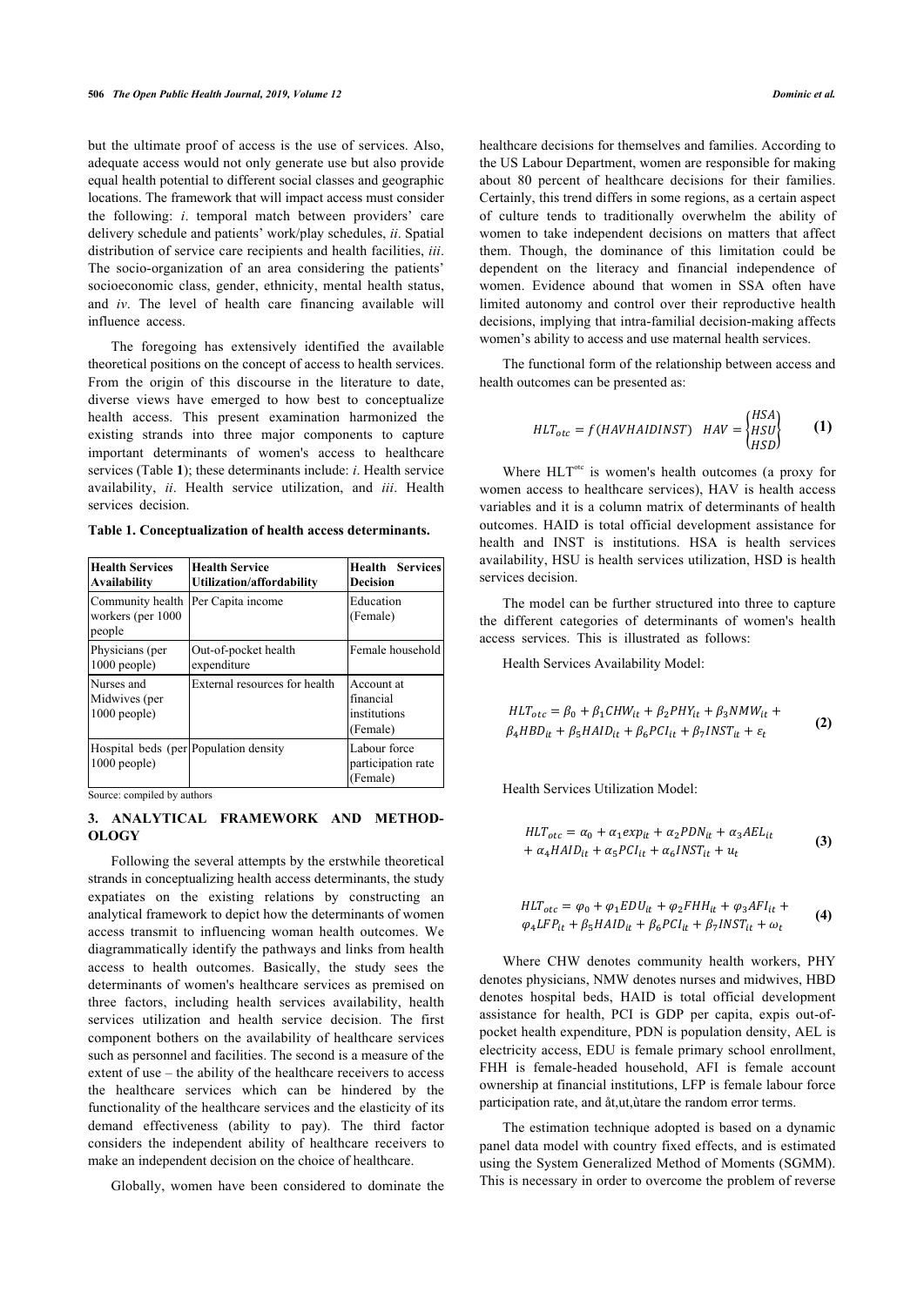but the ultimate proof of access is the use of services. Also, adequate access would not only generate use but also provide equal health potential to different social classes and geographic locations. The framework that will impact access must consider the following: *i*. temporal match between providers' care delivery schedule and patients' work/play schedules, *ii*. Spatial distribution of service care recipients and health facilities, *iii*. The socio-organization of an area considering the patients' socioeconomic class, gender, ethnicity, mental health status, and *iv*. The level of health care financing available will influence access.

The foregoing has extensively identified the available theoretical positions on the concept of access to health services. From the origin of this discourse in the literature to date, diverse views have emerged to how best to conceptualize health access. This present examination harmonized the existing strands into three major components to capture important determinants of women's access to healthcare services (Table **1**); these determinants include: *i*. Health service availability, *ii*. Health service utilization, and *iii*. Health services decision.

**Table 1. Conceptualization of health access determinants.**

| Health Services Availability | Health Service Utilization/affordability | Health Services Decision |
|---|---|---|
| Community health workers (per 1000 people) | Per Capita income | Education (Female) |
| Physicians (per 1000 people) | Out-of-pocket health expenditure | Female household |
| Nurses and Midwives (per 1000 people) | External resources for health | Account at financial institutions (Female) |
| Hospital beds (per 1000 people) | Population density | Labour force participation rate (Female) |

Source: compiled by authors

## 3. ANALYTICAL FRAMEWORK AND METHODOLOGY

Following the several attempts by the erstwhile theoretical strands in conceptualizing health access determinants, the study expatiates on the existing relations by constructing an analytical framework to depict how the determinants of women access transmit to influencing woman health outcomes. We diagrammatically identify the pathways and links from health access to health outcomes. Basically, the study sees the determinants of women's healthcare services as premised on three factors, including health services availability, health services utilization and health service decision. The first component bothers on the availability of healthcare services such as personnel and facilities. The second is a measure of the extent of use – the ability of the healthcare receivers to access the healthcare services which can be hindered by the functionality of the healthcare services and the elasticity of its demand effectiveness (ability to pay). The third factor considers the independent ability of healthcare receivers to make an independent decision on the choice of healthcare.

Globally, women have been considered to dominate the healthcare decisions for themselves and families. According to the US Labour Department, women are responsible for making about 80 percent of healthcare decisions for their families. Certainly, this trend differs in some regions, as a certain aspect of culture tends to traditionally overwhelm the ability of women to take independent decisions on matters that affect them. Though, the dominance of this limitation could be dependent on the literacy and financial independence of women. Evidence abound that women in SSA often have limited autonomy and control over their reproductive health decisions, implying that intra-familial decision-making affects women's ability to access and use maternal health services.

The functional form of the relationship between access and health outcomes can be presented as:

$$HLT_{otc} = f(HAVHAIDINST) \quad HAV = \begin{Bmatrix} HSA \\ HSU \\ HSD \end{Bmatrix} \qquad (1)$$

Where $HLT^{otc}$ is women's health outcomes (a proxy for women access to healthcare services), HAV is health access variables and it is a column matrix of determinants of health outcomes. HAID is total official development assistance for health and INST is institutions. HSA is health services availability, HSU is health services utilization, HSD is health services decision.

The model can be further structured into three to capture the different categories of determinants of women's health access services. This is illustrated as follows:

Health Services Availability Model:

$$HLT_{otc} = \beta_0 + \beta_1 CHW_{it} + \beta_2 PHY_{it} + \beta_3 NMW_{it} + \beta_4 HBD_{it} + \beta_5 HAID_{it} + \beta_6 PCI_{it} + \beta_7 INST_{it} + \varepsilon_t \qquad (2)$$

Health Services Utilization Model:

$$HLT_{otc} = \alpha_0 + \alpha_1 exp_{it} + \alpha_2 PDN_{it} + \alpha_3 AEL_{it} + \alpha_4 HAID_{it} + \alpha_5 PCI_{it} + \alpha_6 INST_{it} + u_t \qquad (3)$$

$$HLT_{otc} = \varphi_0 + \varphi_1 EDU_{it} + \varphi_2 FHH_{it} + \varphi_3 AFI_{it} + \varphi_4 LFP_{it} + \beta_5 HAID_{it} + \beta_6 PCI_{it} + \beta_7 INST_{it} + \omega_t \qquad (4)$$

Where CHW denotes community health workers, PHY denotes physicians, NMW denotes nurses and midwives, HBD denotes hospital beds, HAID is total official development assistance for health, PCI is GDP per capita, expis out-of-pocket health expenditure, PDN is population density, AEL is electricity access, EDU is female primary school enrollment, FHH is female-headed household, AFI is female account ownership at financial institutions, LFP is female labour force participation rate, and åt,ut,ùtare the random error terms.

The estimation technique adopted is based on a dynamic panel data model with country fixed effects, and is estimated using the System Generalized Method of Moments (SGMM). This is necessary in order to overcome the problem of reverse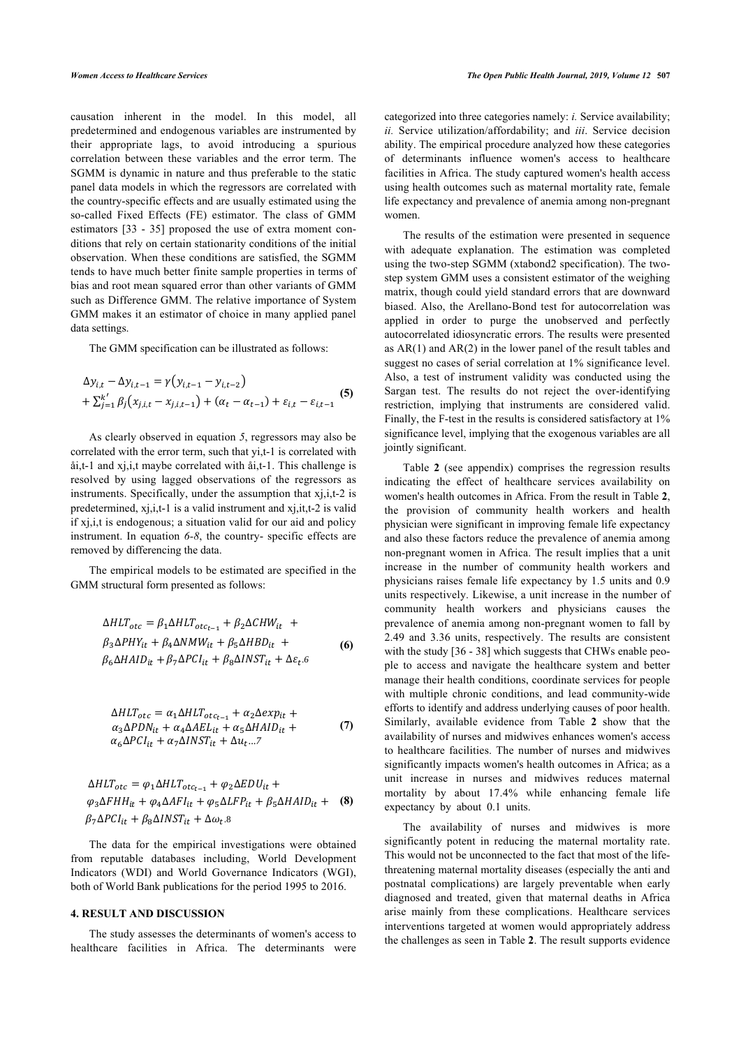causation inherent in the model. In this model, all predetermined and endogenous variables are instrumented by their appropriate lags, to avoid introducing a spurious correlation between these variables and the error term. The SGMM is dynamic in nature and thus preferable to the static panel data models in which the regressors are correlated with the country-specific effects and are usually estimated using the so-called Fixed Effects (FE) estimator. The class of GMM estimators [33 - 35] proposed the use of extra moment conditions that rely on certain stationarity conditions of the initial observation. When these conditions are satisfied, the SGMM tends to have much better finite sample properties in terms of bias and root mean squared error than other variants of GMM such as Difference GMM. The relative importance of System GMM makes it an estimator of choice in many applied panel data settings.

The GMM specification can be illustrated as follows:

$$\Delta y_{i,t} - \Delta y_{i,t-1} = \gamma\left(y_{i,t-1} - y_{i,t-2}\right) + \sum_{j=1}^{k'} \beta_j\left(x_{j,i,t} - x_{j,i,t-1}\right) + (\alpha_t - \alpha_{t-1}) + \varepsilon_{i,t} - \varepsilon_{i,t-1} \quad \textbf{(5)}$$

As clearly observed in equation *5*, regressors may also be correlated with the error term, such that yi,t-1 is correlated with åi,t-1 and xj,i,t maybe correlated with åi,t-1. This challenge is resolved by using lagged observations of the regressors as instruments. Specifically, under the assumption that xj,i,t-2 is predetermined, xj,i,t-1 is a valid instrument and xj,it,t-2 is valid if xj,i,t is endogenous; a situation valid for our aid and policy instrument. In equation *6-8*, the country- specific effects are removed by differencing the data.

The empirical models to be estimated are specified in the GMM structural form presented as follows:

$$\Delta HLT_{otc} = \beta_1 \Delta HLT_{otc_{t-1}} + \beta_2 \Delta CHW_{it} + \beta_3 \Delta PHY_{it} + \beta_4 \Delta NMW_{it} + \beta_5 \Delta HBD_{it} + \beta_6 \Delta HAID_{it} + \beta_7 \Delta PCI_{it} + \beta_8 \Delta INST_{it} + \Delta\varepsilon_t.6 \quad \textbf{(6)}$$

$$\Delta HLT_{otc} = \alpha_1 \Delta HLT_{otc_{t-1}} + \alpha_2 \Delta exp_{it} + \alpha_3 \Delta PDN_{it} + \alpha_4 \Delta AEL_{it} + \alpha_5 \Delta HAID_{it} + \alpha_6 \Delta PCI_{it} + \alpha_7 \Delta INST_{it} + \Delta u_t...7 \quad \textbf{(7)}$$

$$\Delta HLT_{otc} = \varphi_1 \Delta HLT_{otc_{t-1}} + \varphi_2 \Delta EDU_{it} + \varphi_3 \Delta FHH_{it} + \varphi_4 \Delta AFI_{it} + \varphi_5 \Delta LFP_{it} + \beta_5 \Delta HAID_{it} + \beta_7 \Delta PCI_{it} + \beta_8 \Delta INST_{it} + \Delta\omega_t.8 \quad \textbf{(8)}$$

The data for the empirical investigations were obtained from reputable databases including, World Development Indicators (WDI) and World Governance Indicators (WGI), both of World Bank publications for the period 1995 to 2016.

## 4. RESULT AND DISCUSSION

The study assesses the determinants of women's access to healthcare facilities in Africa. The determinants were categorized into three categories namely: *i.* Service availability; *ii.* Service utilization/affordability; and *iii*. Service decision ability. The empirical procedure analyzed how these categories of determinants influence women's access to healthcare facilities in Africa. The study captured women's health access using health outcomes such as maternal mortality rate, female life expectancy and prevalence of anemia among non-pregnant women.

The results of the estimation were presented in sequence with adequate explanation. The estimation was completed using the two-step SGMM (xtabond2 specification). The two-step system GMM uses a consistent estimator of the weighing matrix, though could yield standard errors that are downward biased. Also, the Arellano-Bond test for autocorrelation was applied in order to purge the unobserved and perfectly autocorrelated idiosyncratic errors. The results were presented as AR(1) and AR(2) in the lower panel of the result tables and suggest no cases of serial correlation at 1% significance level. Also, a test of instrument validity was conducted using the Sargan test. The results do not reject the over-identifying restriction, implying that instruments are considered valid. Finally, the F-test in the results is considered satisfactory at 1% significance level, implying that the exogenous variables are all jointly significant.

Table **2** (see appendix) comprises the regression results indicating the effect of healthcare services availability on women's health outcomes in Africa. From the result in Table **2**, the provision of community health workers and health physician were significant in improving female life expectancy and also these factors reduce the prevalence of anemia among non-pregnant women in Africa. The result implies that a unit increase in the number of community health workers and physicians raises female life expectancy by 1.5 units and 0.9 units respectively. Likewise, a unit increase in the number of community health workers and physicians causes the prevalence of anemia among non-pregnant women to fall by 2.49 and 3.36 units, respectively. The results are consistent with the study [36 - 38] which suggests that CHWs enable people to access and navigate the healthcare system and better manage their health conditions, coordinate services for people with multiple chronic conditions, and lead community-wide efforts to identify and address underlying causes of poor health. Similarly, available evidence from Table **2** show that the availability of nurses and midwives enhances women's access to healthcare facilities. The number of nurses and midwives significantly impacts women's health outcomes in Africa; as a unit increase in nurses and midwives reduces maternal mortality by about 17.4% while enhancing female life expectancy by about 0.1 units.

The availability of nurses and midwives is more significantly potent in reducing the maternal mortality rate. This would not be unconnected to the fact that most of the life-threatening maternal mortality diseases (especially the anti and postnatal complications) are largely preventable when early diagnosed and treated, given that maternal deaths in Africa arise mainly from these complications. Healthcare services interventions targeted at women would appropriately address the challenges as seen in Table **2**. The result supports evidence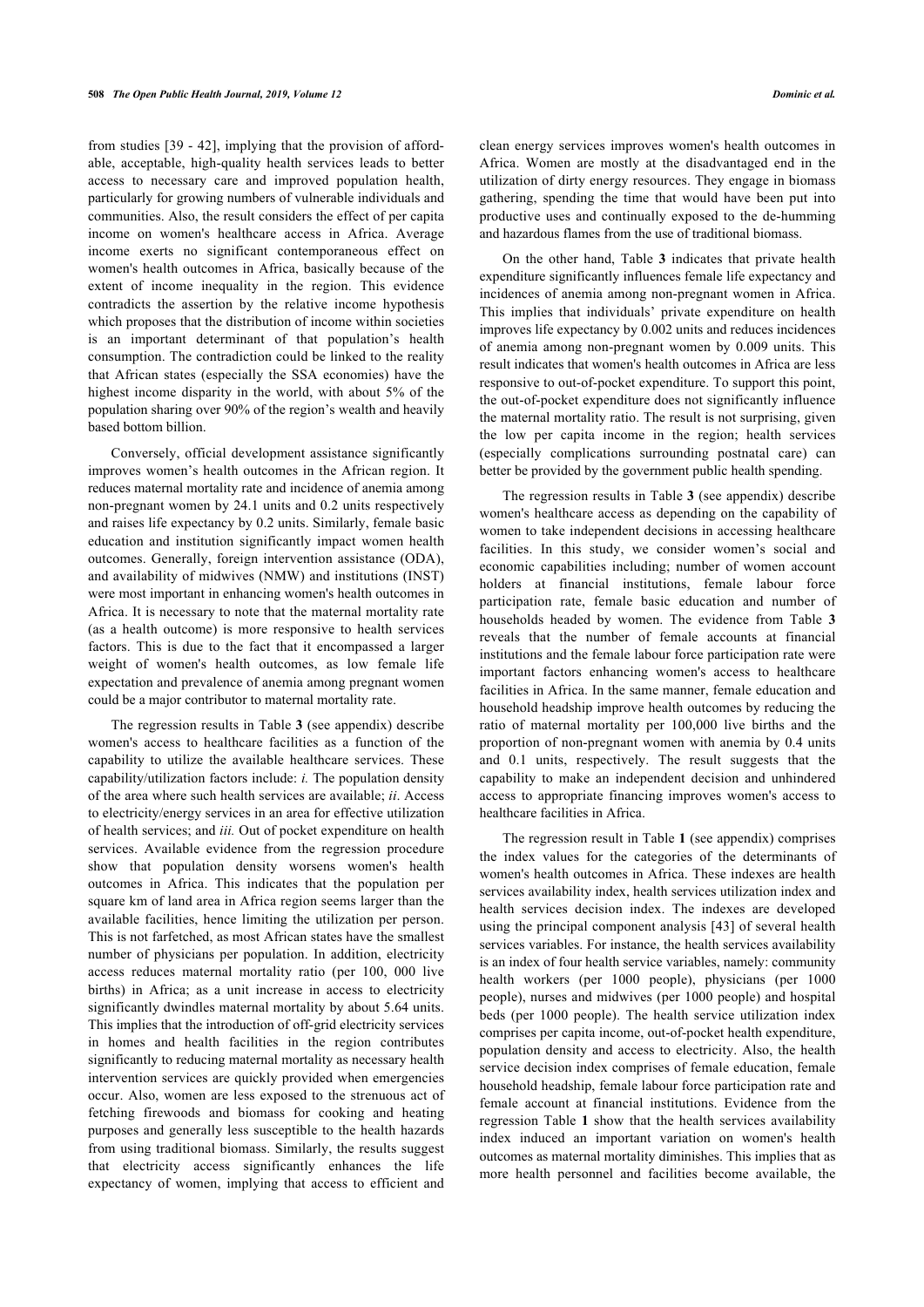from studies [39 - 42], implying that the provision of affordable, acceptable, high-quality health services leads to better access to necessary care and improved population health, particularly for growing numbers of vulnerable individuals and communities. Also, the result considers the effect of per capita income on women's healthcare access in Africa. Average income exerts no significant contemporaneous effect on women's health outcomes in Africa, basically because of the extent of income inequality in the region. This evidence contradicts the assertion by the relative income hypothesis which proposes that the distribution of income within societies is an important determinant of that population's health consumption. The contradiction could be linked to the reality that African states (especially the SSA economies) have the highest income disparity in the world, with about 5% of the population sharing over 90% of the region's wealth and heavily based bottom billion.

Conversely, official development assistance significantly improves women's health outcomes in the African region. It reduces maternal mortality rate and incidence of anemia among non-pregnant women by 24.1 units and 0.2 units respectively and raises life expectancy by 0.2 units. Similarly, female basic education and institution significantly impact women health outcomes. Generally, foreign intervention assistance (ODA), and availability of midwives (NMW) and institutions (INST) were most important in enhancing women's health outcomes in Africa. It is necessary to note that the maternal mortality rate (as a health outcome) is more responsive to health services factors. This is due to the fact that it encompassed a larger weight of women's health outcomes, as low female life expectation and prevalence of anemia among pregnant women could be a major contributor to maternal mortality rate.

The regression results in Table **3** (see appendix) describe women's access to healthcare facilities as a function of the capability to utilize the available healthcare services. These capability/utilization factors include: *i.* The population density of the area where such health services are available; *ii*. Access to electricity/energy services in an area for effective utilization of health services; and *iii.* Out of pocket expenditure on health services. Available evidence from the regression procedure show that population density worsens women's health outcomes in Africa. This indicates that the population per square km of land area in Africa region seems larger than the available facilities, hence limiting the utilization per person. This is not farfetched, as most African states have the smallest number of physicians per population. In addition, electricity access reduces maternal mortality ratio (per 100, 000 live births) in Africa; as a unit increase in access to electricity significantly dwindles maternal mortality by about 5.64 units. This implies that the introduction of off-grid electricity services in homes and health facilities in the region contributes significantly to reducing maternal mortality as necessary health intervention services are quickly provided when emergencies occur. Also, women are less exposed to the strenuous act of fetching firewoods and biomass for cooking and heating purposes and generally less susceptible to the health hazards from using traditional biomass. Similarly, the results suggest that electricity access significantly enhances the life expectancy of women, implying that access to efficient and clean energy services improves women's health outcomes in Africa. Women are mostly at the disadvantaged end in the utilization of dirty energy resources. They engage in biomass gathering, spending the time that would have been put into productive uses and continually exposed to the de-humming and hazardous flames from the use of traditional biomass.

On the other hand, Table **3** indicates that private health expenditure significantly influences female life expectancy and incidences of anemia among non-pregnant women in Africa. This implies that individuals' private expenditure on health improves life expectancy by 0.002 units and reduces incidences of anemia among non-pregnant women by 0.009 units. This result indicates that women's health outcomes in Africa are less responsive to out-of-pocket expenditure. To support this point, the out-of-pocket expenditure does not significantly influence the maternal mortality ratio. The result is not surprising, given the low per capita income in the region; health services (especially complications surrounding postnatal care) can better be provided by the government public health spending.

The regression results in Table **3** (see appendix) describe women's healthcare access as depending on the capability of women to take independent decisions in accessing healthcare facilities. In this study, we consider women's social and economic capabilities including; number of women account holders at financial institutions, female labour force participation rate, female basic education and number of households headed by women. The evidence from Table **3** reveals that the number of female accounts at financial institutions and the female labour force participation rate were important factors enhancing women's access to healthcare facilities in Africa. In the same manner, female education and household headship improve health outcomes by reducing the ratio of maternal mortality per 100,000 live births and the proportion of non-pregnant women with anemia by 0.4 units and 0.1 units, respectively. The result suggests that the capability to make an independent decision and unhindered access to appropriate financing improves women's access to healthcare facilities in Africa.

The regression result in Table **1** (see appendix) comprises the index values for the categories of the determinants of women's health outcomes in Africa. These indexes are health services availability index, health services utilization index and health services decision index. The indexes are developed using the principal component analysis [43] of several health services variables. For instance, the health services availability is an index of four health service variables, namely: community health workers (per 1000 people), physicians (per 1000 people), nurses and midwives (per 1000 people) and hospital beds (per 1000 people). The health service utilization index comprises per capita income, out-of-pocket health expenditure, population density and access to electricity. Also, the health service decision index comprises of female education, female household headship, female labour force participation rate and female account at financial institutions. Evidence from the regression Table **1** show that the health services availability index induced an important variation on women's health outcomes as maternal mortality diminishes. This implies that as more health personnel and facilities become available, the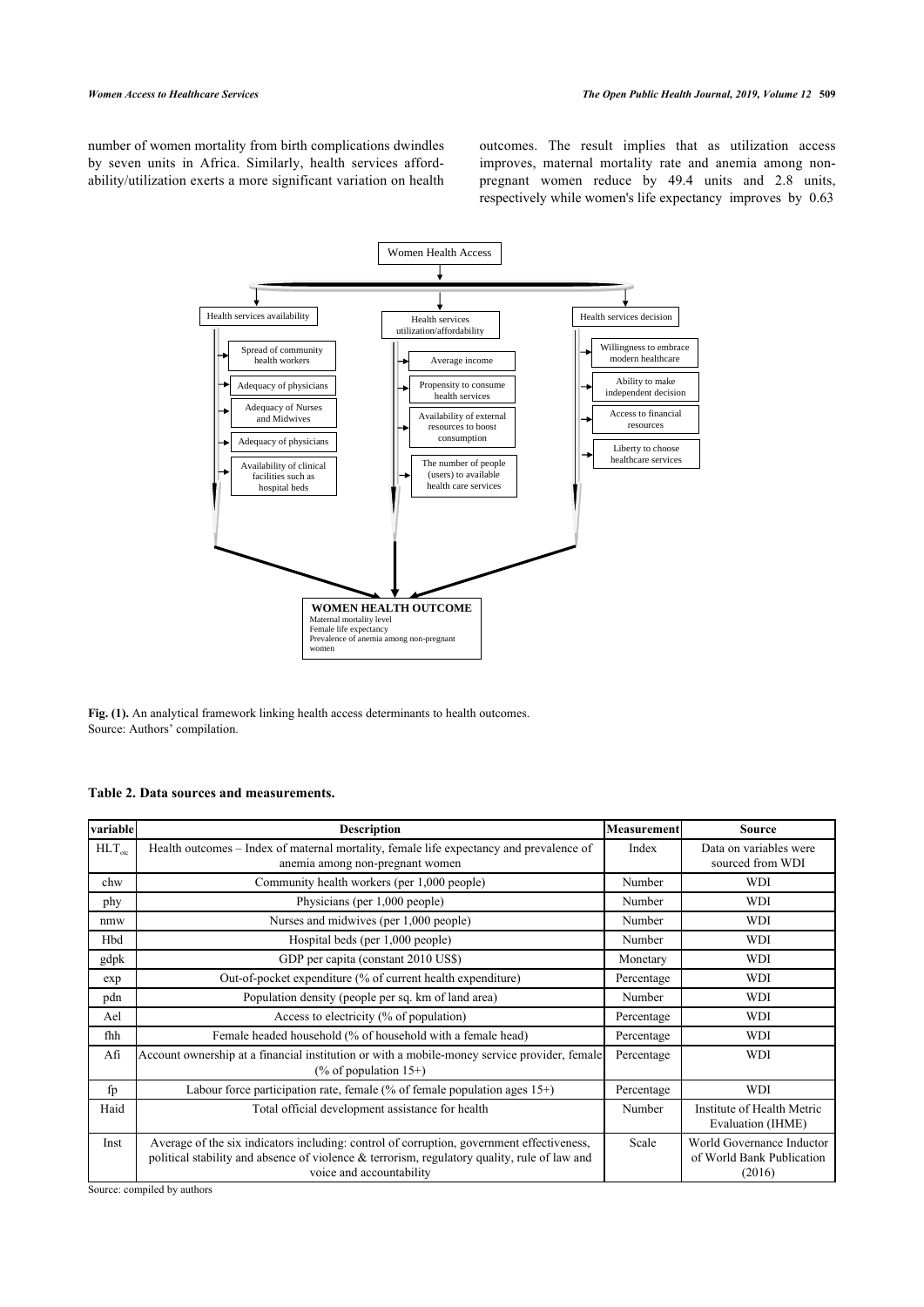number of women mortality from birth complications dwindles by seven units in Africa. Similarly, health services affordability/utilization exerts a more significant variation on health outcomes. The result implies that as utilization access improves, maternal mortality rate and anemia among non-pregnant women reduce by 49.4 units and 2.8 units, respectively while women's life expectancy improves by 0.63

Women Health Access

- Health services availability
  - Spread of community health workers
  - Adequacy of physicians
  - Adequacy of Nurses and Midwives
  - Adequacy of physicians
  - Availability of clinical facilities such as hospital beds
- Health services utilization/affordability
  - Average income
  - Propensity to consume health services
  - Availability of external resources to boost consumption
  - The number of people (users) to available health care services
- Health services decision
  - Willingness to embrace modern healthcare
  - Ability to make independent decision
  - Access to financial resources
  - Liberty to choose healthcare services

**WOMEN HEALTH OUTCOME**
Maternal mortality level
Female life expectancy
Prevalence of anemia among non-pregnant women

**Fig. (1).** An analytical framework linking health access determinants to health outcomes.
Source: Authors' compilation.

**Table 2. Data sources and measurements.**

| variable | Description | Measurement | Source |
|---|---|---|---|
| $HLT_{otc}$ | Health outcomes – Index of maternal mortality, female life expectancy and prevalence of anemia among non-pregnant women | Index | Data on variables were sourced from WDI |
| chw | Community health workers (per 1,000 people) | Number | WDI |
| phy | Physicians (per 1,000 people) | Number | WDI |
| nmw | Nurses and midwives (per 1,000 people) | Number | WDI |
| Hbd | Hospital beds (per 1,000 people) | Number | WDI |
| gdpk | GDP per capita (constant 2010 US$) | Monetary | WDI |
| exp | Out-of-pocket expenditure (% of current health expenditure) | Percentage | WDI |
| pdn | Population density (people per sq. km of land area) | Number | WDI |
| Ael | Access to electricity (% of population) | Percentage | WDI |
| fhh | Female headed household (% of household with a female head) | Percentage | WDI |
| Afi | Account ownership at a financial institution or with a mobile-money service provider, female (% of population 15+) | Percentage | WDI |
| fp | Labour force participation rate, female (% of female population ages 15+) | Percentage | WDI |
| Haid | Total official development assistance for health | Number | Institute of Health Metric Evaluation (IHME) |
| Inst | Average of the six indicators including: control of corruption, government effectiveness, political stability and absence of violence & terrorism, regulatory quality, rule of law and voice and accountability | Scale | World Governance Inductor of World Bank Publication (2016) |

Source: compiled by authors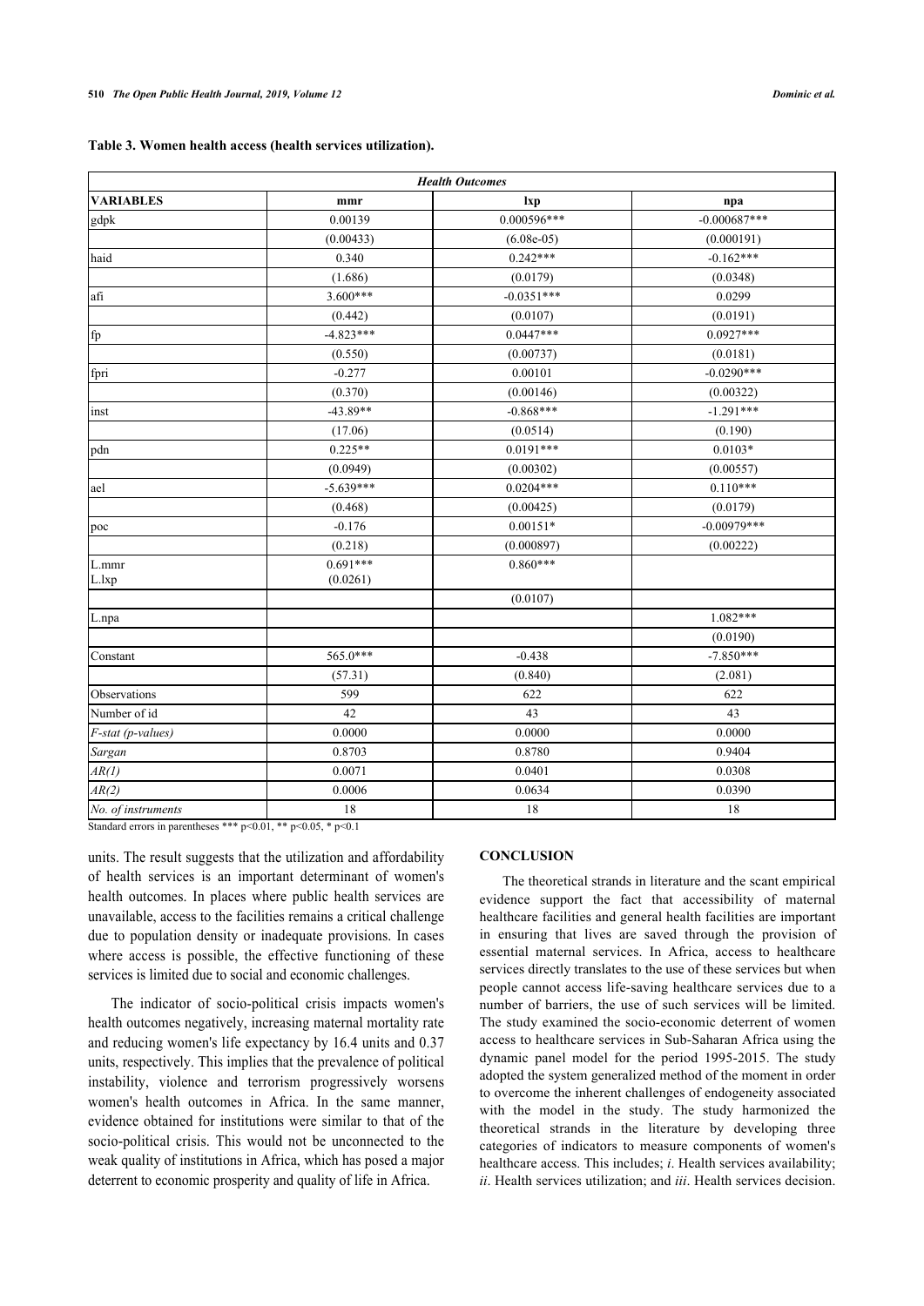**Table 3. Women health access (health services utilization).**

| | *Health Outcomes* | | |
|---|---|---|---|
| **VARIABLES** | **mmr** | **lxp** | **npa** |
| gdpk | 0.00139 | 0.000596*** | -0.000687*** |
| | (0.00433) | (6.08e-05) | (0.000191) |
| haid | 0.340 | 0.242*** | -0.162*** |
| | (1.686) | (0.0179) | (0.0348) |
| afi | 3.600*** | -0.0351*** | 0.0299 |
| | (0.442) | (0.0107) | (0.0191) |
| fp | -4.823*** | 0.0447*** | 0.0927*** |
| | (0.550) | (0.00737) | (0.0181) |
| fpri | -0.277 | 0.00101 | -0.0290*** |
| | (0.370) | (0.00146) | (0.00322) |
| inst | -43.89** | -0.868*** | -1.291*** |
| | (17.06) | (0.0514) | (0.190) |
| pdn | 0.225** | 0.0191*** | 0.0103* |
| | (0.0949) | (0.00302) | (0.00557) |
| ael | -5.639*** | 0.0204*** | 0.110*** |
| | (0.468) | (0.00425) | (0.0179) |
| poc | -0.176 | 0.00151* | -0.00979*** |
| | (0.218) | (0.000897) | (0.00222) |
| L.mmr<br>L.lxp | 0.691***<br>(0.0261) | 0.860*** | |
| | | (0.0107) | |
| L.npa | | | 1.082*** |
| | | | (0.0190) |
| Constant | 565.0*** | -0.438 | -7.850*** |
| | (57.31) | (0.840) | (2.081) |
| Observations | 599 | 622 | 622 |
| Number of id | 42 | 43 | 43 |
| *F-stat (p-values)* | 0.0000 | 0.0000 | 0.0000 |
| *Sargan* | 0.8703 | 0.8780 | 0.9404 |
| *AR(1)* | 0.0071 | 0.0401 | 0.0308 |
| *AR(2)* | 0.0006 | 0.0634 | 0.0390 |
| *No. of instruments* | 18 | 18 | 18 |

Standard errors in parentheses *** p<0.01, ** p<0.05, * p<0.1

units. The result suggests that the utilization and affordability of health services is an important determinant of women's health outcomes. In places where public health services are unavailable, access to the facilities remains a critical challenge due to population density or inadequate provisions. In cases where access is possible, the effective functioning of these services is limited due to social and economic challenges.

The indicator of socio-political crisis impacts women's health outcomes negatively, increasing maternal mortality rate and reducing women's life expectancy by 16.4 units and 0.37 units, respectively. This implies that the prevalence of political instability, violence and terrorism progressively worsens women's health outcomes in Africa. In the same manner, evidence obtained for institutions were similar to that of the socio-political crisis. This would not be unconnected to the weak quality of institutions in Africa, which has posed a major deterrent to economic prosperity and quality of life in Africa.

## CONCLUSION

The theoretical strands in literature and the scant empirical evidence support the fact that accessibility of maternal healthcare facilities and general health facilities are important in ensuring that lives are saved through the provision of essential maternal services. In Africa, access to healthcare services directly translates to the use of these services but when people cannot access life-saving healthcare services due to a number of barriers, the use of such services will be limited. The study examined the socio-economic deterrent of women access to healthcare services in Sub-Saharan Africa using the dynamic panel model for the period 1995-2015. The study adopted the system generalized method of the moment in order to overcome the inherent challenges of endogeneity associated with the model in the study. The study harmonized the theoretical strands in the literature by developing three categories of indicators to measure components of women's healthcare access. This includes; *i*. Health services availability; *ii*. Health services utilization; and *iii*. Health services decision.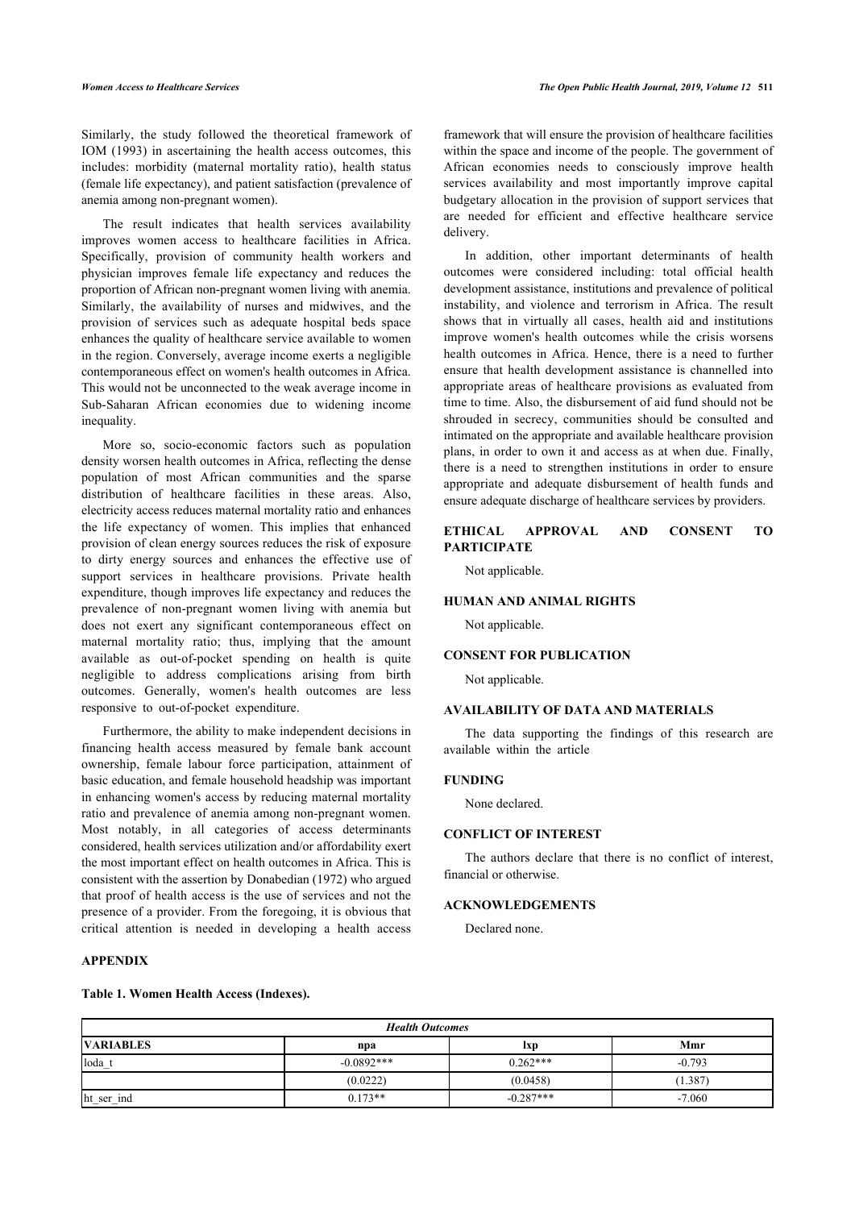Similarly, the study followed the theoretical framework of IOM (1993) in ascertaining the health access outcomes, this includes: morbidity (maternal mortality ratio), health status (female life expectancy), and patient satisfaction (prevalence of anemia among non-pregnant women).

The result indicates that health services availability improves women access to healthcare facilities in Africa. Specifically, provision of community health workers and physician improves female life expectancy and reduces the proportion of African non-pregnant women living with anemia. Similarly, the availability of nurses and midwives, and the provision of services such as adequate hospital beds space enhances the quality of healthcare service available to women in the region. Conversely, average income exerts a negligible contemporaneous effect on women's health outcomes in Africa. This would not be unconnected to the weak average income in Sub-Saharan African economies due to widening income inequality.

More so, socio-economic factors such as population density worsen health outcomes in Africa, reflecting the dense population of most African communities and the sparse distribution of healthcare facilities in these areas. Also, electricity access reduces maternal mortality ratio and enhances the life expectancy of women. This implies that enhanced provision of clean energy sources reduces the risk of exposure to dirty energy sources and enhances the effective use of support services in healthcare provisions. Private health expenditure, though improves life expectancy and reduces the prevalence of non-pregnant women living with anemia but does not exert any significant contemporaneous effect on maternal mortality ratio; thus, implying that the amount available as out-of-pocket spending on health is quite negligible to address complications arising from birth outcomes. Generally, women's health outcomes are less responsive to out-of-pocket expenditure.

Furthermore, the ability to make independent decisions in financing health access measured by female bank account ownership, female labour force participation, attainment of basic education, and female household headship was important in enhancing women's access by reducing maternal mortality ratio and prevalence of anemia among non-pregnant women. Most notably, in all categories of access determinants considered, health services utilization and/or affordability exert the most important effect on health outcomes in Africa. This is consistent with the assertion by Donabedian (1972) who argued that proof of health access is the use of services and not the presence of a provider. From the foregoing, it is obvious that critical attention is needed in developing a health access framework that will ensure the provision of healthcare facilities within the space and income of the people. The government of African economies needs to consciously improve health services availability and most importantly improve capital budgetary allocation in the provision of support services that are needed for efficient and effective healthcare service delivery.

In addition, other important determinants of health outcomes were considered including: total official health development assistance, institutions and prevalence of political instability, and violence and terrorism in Africa. The result shows that in virtually all cases, health aid and institutions improve women's health outcomes while the crisis worsens health outcomes in Africa. Hence, there is a need to further ensure that health development assistance is channelled into appropriate areas of healthcare provisions as evaluated from time to time. Also, the disbursement of aid fund should not be shrouded in secrecy, communities should be consulted and intimated on the appropriate and available healthcare provision plans, in order to own it and access as at when due. Finally, there is a need to strengthen institutions in order to ensure appropriate and adequate disbursement of health funds and ensure adequate discharge of healthcare services by providers.

## ETHICAL APPROVAL AND CONSENT TO PARTICIPATE

Not applicable.

## HUMAN AND ANIMAL RIGHTS

Not applicable.

## CONSENT FOR PUBLICATION

Not applicable.

## AVAILABILITY OF DATA AND MATERIALS

The data supporting the findings of this research are available within the article

## FUNDING

None declared.

## CONFLICT OF INTEREST

The authors declare that there is no conflict of interest, financial or otherwise.

## ACKNOWLEDGEMENTS

Declared none.

## APPENDIX

**Table 1. Women Health Access (Indexes).**

| *Health Outcomes* | | | |
|---|---|---|---|
| **VARIABLES** | **npa** | **lxp** | **Mmr** |
| loda_t | -0.0892*** | 0.262*** | -0.793 |
| | (0.0222) | (0.0458) | (1.387) |
| ht_ser_ind | 0.173** | -0.287*** | -7.060 |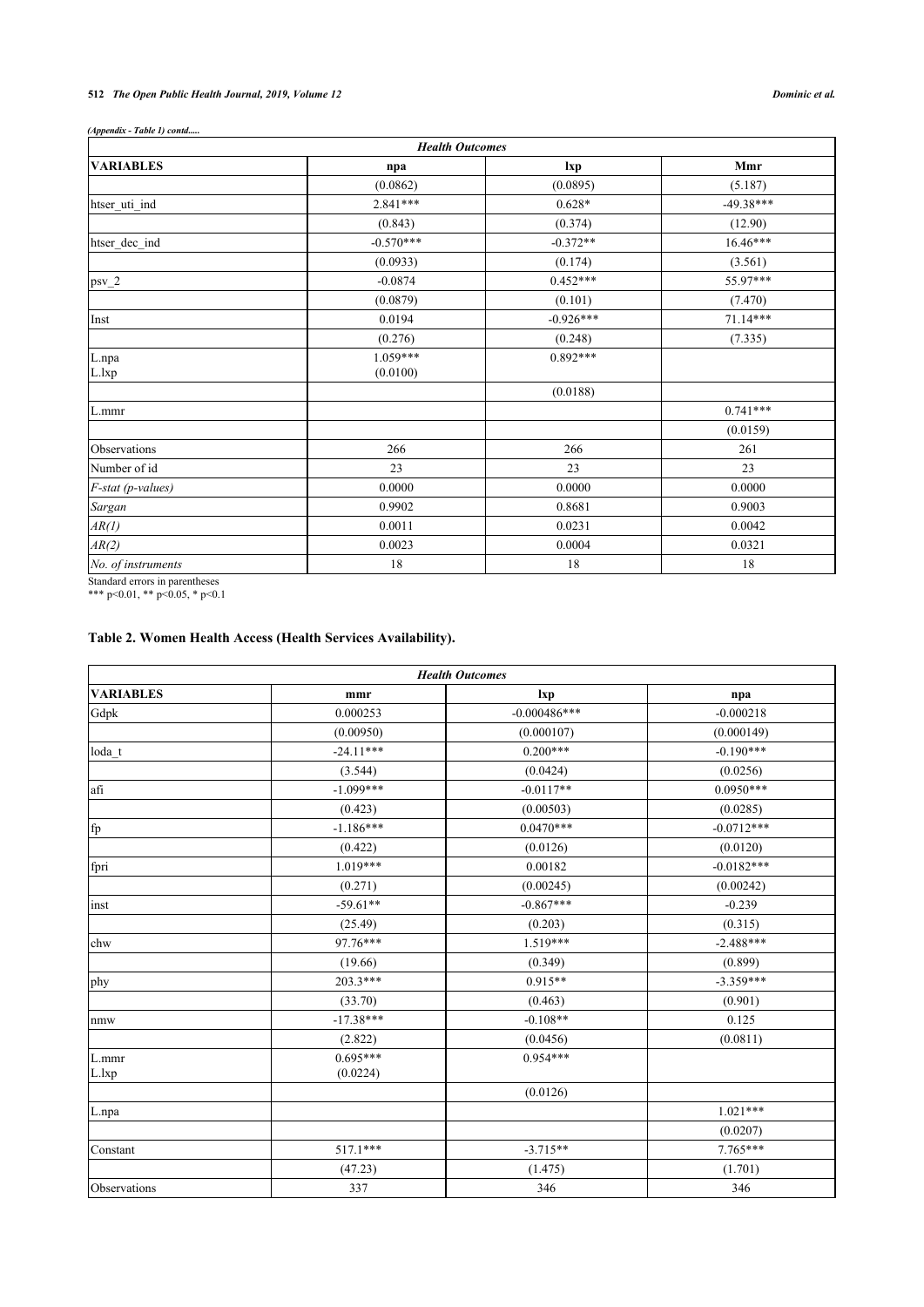*(Appendix - Table 1) contd.....*

| *Health Outcomes* | | | |
|---|---|---|---|
| **VARIABLES** | **npa** | **lxp** | **Mmr** |
| | (0.0862) | (0.0895) | (5.187) |
| htser_uti_ind | 2.841*** | 0.628* | -49.38*** |
| | (0.843) | (0.374) | (12.90) |
| htser_dec_ind | -0.570*** | -0.372** | 16.46*** |
| | (0.0933) | (0.174) | (3.561) |
| psv_2 | -0.0874 | 0.452*** | 55.97*** |
| | (0.0879) | (0.101) | (7.470) |
| Inst | 0.0194 | -0.926*** | 71.14*** |
| | (0.276) | (0.248) | (7.335) |
| L.npa | 1.059*** | 0.892*** | |
| L.lxp | (0.0100) | | |
| | | (0.0188) | |
| L.mmr | | | 0.741*** |
| | | | (0.0159) |
| Observations | 266 | 266 | 261 |
| Number of id | 23 | 23 | 23 |
| *F-stat (p-values)* | 0.0000 | 0.0000 | 0.0000 |
| *Sargan* | 0.9902 | 0.8681 | 0.9003 |
| *AR(1)* | 0.0011 | 0.0231 | 0.0042 |
| *AR(2)* | 0.0023 | 0.0004 | 0.0321 |
| *No. of instruments* | 18 | 18 | 18 |

Standard errors in parentheses
*** p<0.01, ** p<0.05, * p<0.1

**Table 2. Women Health Access (Health Services Availability).**

| *Health Outcomes* | | | |
|---|---|---|---|
| **VARIABLES** | **mmr** | **lxp** | **npa** |
| Gdpk | 0.000253 | -0.000486*** | -0.000218 |
| | (0.00950) | (0.000107) | (0.000149) |
| loda_t | -24.11*** | 0.200*** | -0.190*** |
| | (3.544) | (0.0424) | (0.0256) |
| afi | -1.099*** | -0.0117** | 0.0950*** |
| | (0.423) | (0.00503) | (0.0285) |
| fp | -1.186*** | 0.0470*** | -0.0712*** |
| | (0.422) | (0.0126) | (0.0120) |
| fpri | 1.019*** | 0.00182 | -0.0182*** |
| | (0.271) | (0.00245) | (0.00242) |
| inst | -59.61** | -0.867*** | -0.239 |
| | (25.49) | (0.203) | (0.315) |
| chw | 97.76*** | 1.519*** | -2.488*** |
| | (19.66) | (0.349) | (0.899) |
| phy | 203.3*** | 0.915** | -3.359*** |
| | (33.70) | (0.463) | (0.901) |
| nmw | -17.38*** | -0.108** | 0.125 |
| | (2.822) | (0.0456) | (0.0811) |
| L.mmr | 0.695*** | 0.954*** | |
| L.lxp | (0.0224) | | |
| | | (0.0126) | |
| L.npa | | | 1.021*** |
| | | | (0.0207) |
| Constant | 517.1*** | -3.715** | 7.765*** |
| | (47.23) | (1.475) | (1.701) |
| Observations | 337 | 346 | 346 |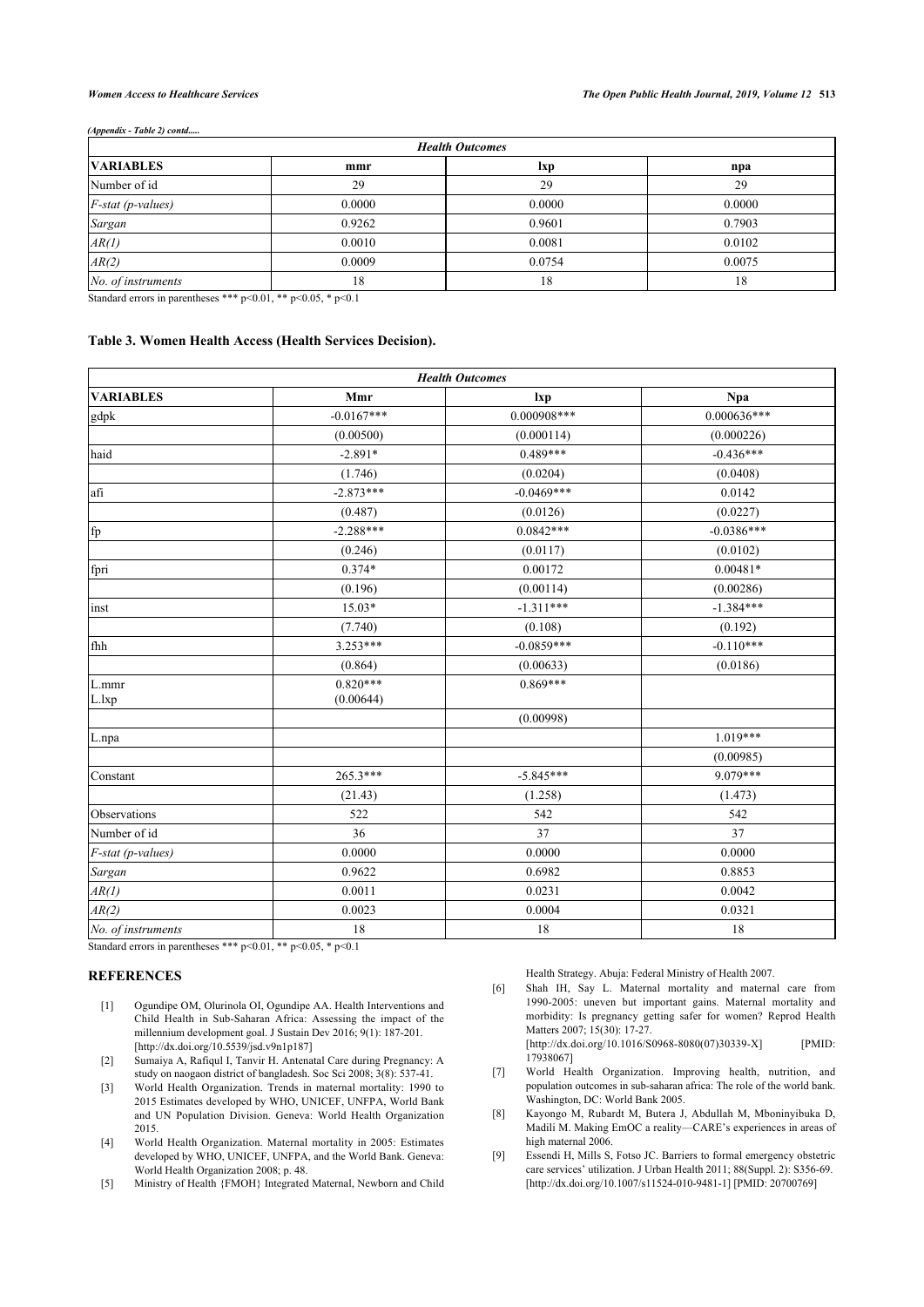*(Appendix - Table 2) contd.....*

| *Health Outcomes* | | | |
|---|---|---|---|
| **VARIABLES** | **mmr** | **lxp** | **npa** |
| Number of id | 29 | 29 | 29 |
| *F-stat (p-values)* | 0.0000 | 0.0000 | 0.0000 |
| *Sargan* | 0.9262 | 0.9601 | 0.7903 |
| *AR(1)* | 0.0010 | 0.0081 | 0.0102 |
| *AR(2)* | 0.0009 | 0.0754 | 0.0075 |
| *No. of instruments* | 18 | 18 | 18 |

Standard errors in parentheses *** p<0.01, ** p<0.05, * p<0.1

**Table 3. Women Health Access (Health Services Decision).**

| *Health Outcomes* | | | |
|---|---|---|---|
| **VARIABLES** | **Mmr** | **lxp** | **Npa** |
| gdpk | -0.0167*** | 0.000908*** | 0.000636*** |
| | (0.00500) | (0.000114) | (0.000226) |
| haid | -2.891* | 0.489*** | -0.436*** |
| | (1.746) | (0.0204) | (0.0408) |
| afi | -2.873*** | -0.0469*** | 0.0142 |
| | (0.487) | (0.0126) | (0.0227) |
| fp | -2.288*** | 0.0842*** | -0.0386*** |
| | (0.246) | (0.0117) | (0.0102) |
| fpri | 0.374* | 0.00172 | 0.00481* |
| | (0.196) | (0.00114) | (0.00286) |
| inst | 15.03* | -1.311*** | -1.384*** |
| | (7.740) | (0.108) | (0.192) |
| fhh | 3.253*** | -0.0859*** | -0.110*** |
| | (0.864) | (0.00633) | (0.0186) |
| L.mmr<br>L.lxp | 0.820***<br>(0.00644) | 0.869*** | |
| | | (0.00998) | |
| L.npa | | | 1.019*** |
| | | | (0.00985) |
| Constant | 265.3*** | -5.845*** | 9.079*** |
| | (21.43) | (1.258) | (1.473) |
| Observations | 522 | 542 | 542 |
| Number of id | 36 | 37 | 37 |
| *F-stat (p-values)* | 0.0000 | 0.0000 | 0.0000 |
| *Sargan* | 0.9622 | 0.6982 | 0.8853 |
| *AR(1)* | 0.0011 | 0.0231 | 0.0042 |
| *AR(2)* | 0.0023 | 0.0004 | 0.0321 |
| *No. of instruments* | 18 | 18 | 18 |

Standard errors in parentheses *** p<0.01, ** p<0.05, * p<0.1

## REFERENCES

[1] Ogundipe OM, Olurinola OI, Ogundipe AA. Health Interventions and Child Health in Sub-Saharan Africa: Assessing the impact of the millennium development goal. J Sustain Dev 2016; 9(1): 187-201. [http://dx.doi.org/10.5539/jsd.v9n1p187]

[2] Sumaiya A, Rafiqul I, Tanvir H. Antenatal Care during Pregnancy: A study on naogaon district of bangladesh. Soc Sci 2008; 3(8): 537-41.

[3] World Health Organization. Trends in maternal mortality: 1990 to 2015 Estimates developed by WHO, UNICEF, UNFPA, World Bank and UN Population Division. Geneva: World Health Organization 2015.

[4] World Health Organization. Maternal mortality in 2005: Estimates developed by WHO, UNICEF, UNFPA, and the World Bank. Geneva: World Health Organization 2008; p. 48.

[5] Ministry of Health {FMOH} Integrated Maternal, Newborn and Child Health Strategy. Abuja: Federal Ministry of Health 2007.

[6] Shah IH, Say L. Maternal mortality and maternal care from 1990-2005: uneven but important gains. Maternal mortality and morbidity: Is pregnancy getting safer for women? Reprod Health Matters 2007; 15(30): 17-27. [http://dx.doi.org/10.1016/S0968-8080(07)30339-X] [PMID: 17938067]

[7] World Health Organization. Improving health, nutrition, and population outcomes in sub-saharan africa: The role of the world bank. Washington, DC: World Bank 2005.

[8] Kayongo M, Rubardt M, Butera J, Abdullah M, Mboninyibuka D, Madili M. Making EmOC a reality—CARE's experiences in areas of high maternal 2006.

[9] Essendi H, Mills S, Fotso JC. Barriers to formal emergency obstetric care services' utilization. J Urban Health 2011; 88(Suppl. 2): S356-69. [http://dx.doi.org/10.1007/s11524-010-9481-1] [PMID: 20700769]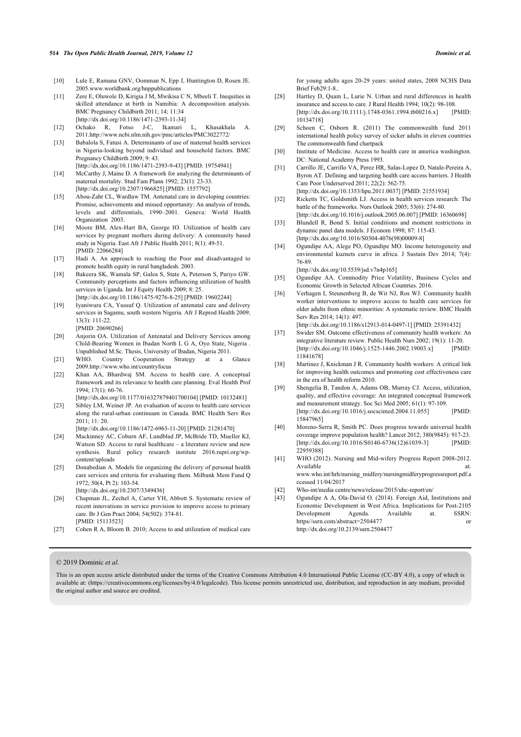[10] Lule E, Ramana GNV, Ooman N, Epp J, Huntington D, Rosen JE. 2005.www.worldbank.org/hnppublications

[11] Zere E, Oluwole D, Kirigia J M, Mwikisa C N, Mbeeli T. Inequities in skilled attendance at birth in Namibia: A decomposition analysis. BMC Pregnancy Childbirth 2011; 14; 11:34 [http://dx.doi.org/10.1186/1471-2393-11-34]

[12] Ochako R, Fotso J-C, Ikamari L, Khasakhala A. 2011.http://www.ncbi.nlm.nih.gov/pmc/articles/PMC3022772/

[13] Babalola S, Fatusi A. Determinants of use of maternal health services in Nigeria-looking beyond individual and household factors. BMC Pregnancy Childbirth 2009; 9: 43. [http://dx.doi.org/10.1186/1471-2393-9-43] [PMID: 19754941]

[14] McCarthy J, Maine D. A framework for analyzing the determinants of maternal mortality. Stud Fam Plann 1992; 23(1): 23-33. [http://dx.doi.org/10.2307/1966825] [PMID: 1557792]

[15] Abou-Zahr CL, Wardlaw TM. Antenatal care in developing countries: Promise, achievements and missed opportunity: An analysis of trends, levels and differentials, 1990–2001. Geneva: World Health Organization 2003.

[16] Moore BM, Alex-Hart BA, George IO. Utilization of health care services by pregnant mothers during delivery: A community based study in Nigeria. East Afr J Public Health 2011; 8(1): 49-51. [PMID: 22066284]

[17] Hadi A. An approach to reaching the Poor and disadvantaged to promote health equity in rural bangladesh. 2003.

[18] Bakeera SK, Wamala SP, Galea S, State A, Peterson S, Pariyo GW. Community perceptions and factors influencing utilization of health services in Uganda. Int J Equity Health 2009; 8: 25. [http://dx.doi.org/10.1186/1475-9276-8-25] [PMID: 19602244]

[19] Iyaniwura CA, Yussuf Q. Utilization of antenatal care and delivery services in Sagamu, south western Nigeria. Afr J Reprod Health 2009; 13(3): 111-22. [PMID: 20690266]

[20] Anjorin OA. Utilization of Antenatal and Delivery Services among Child-Bearing Women in Ibadan North L G A, Oyo State, Nigeria . Unpublished M.Sc. Thesis, University of Ibadan, Nigeria 2011.

[21] WHO. Country Cooperation Strategy at a Glance 2009.http://www.who.int/countryfocus

[22] Khan AA, Bhardwaj SM. Access to health care. A conceptual framework and its relevance to health care planning. Eval Health Prof 1994; 17(1): 60-76. [http://dx.doi.org/10.1177/016327879401700104] [PMID: 10132481]

[23] Sibley LM, Weiner JP. An evaluation of access to health care services along the rural-urban continuum in Canada. BMC Health Serv Res 2011; 11: 20. [http://dx.doi.org/10.1186/1472-6963-11-20] [PMID: 21281470]

[24] Mackinney AC, Coburn AF, Lundblad JP, McBride TD, Mueller KJ, Watson SD. Access to rural healthcare – a literature review and new synthesis. Rural policy research institute 2016.rupri.org/wp-content/uploads

[25] Donabedian A. Models for organizing the delivery of personal health care services and criteria for evaluating them. Milbank Mem Fund Q 1972; 50(4, Pt 2): 103-54. [http://dx.doi.org/10.2307/3349436]

[26] Chapman JL, Zechel A, Carter YH, Abbott S. Systematic review of recent innovations in service provision to improve access to primary care. Br J Gen Pract 2004; 54(502): 374-81. [PMID: 15113523]

[27] Cohen R A, Bloom B. 2010; Access to and utilization of medical care for young adults ages 20-29 years: united states, 2008 NCHS Data Brief Feb29:1-8..

[28] Hartley D, Quam L, Lurie N. Urban and rural differences in health insurance and access to care. J Rural Health 1994; 10(2): 98-108. [http://dx.doi.org/10.1111/j.1748-0361.1994.tb00216.x] [PMID: 10134718]

[29] Schoen C, Osborn R. (2011) The commonwealth fund 2011 international health policy survey of sicker adults in eleven countries The commonwealth fund chartpack

[30] Institute of Medicine. Access to health care in america washington. DC: National Academy Press 1993.

[31] Carrillo JE, Carrillo VA, Perez HR, Salas-Lopez D, Natale-Pereira A, Byron AT. Defining and targeting health care access barriers. J Health Care Poor Underserved 2011; 22(2): 562-75. [http://dx.doi.org/10.1353/hpu.2011.0037] [PMID: 21551934]

[32] Ricketts TC, Goldsmith LJ. Access in health services research: The battle of the frameworks. Nurs Outlook 2005; 53(6): 274-80. [http://dx.doi.org/10.1016/j.outlook.2005.06.007] [PMID: 16360698]

[33] Blundell R, Bond S. Initial conditions and moment restrictions in dynamic panel data models. J Econom 1998; 87: 115-43. [http://dx.doi.org/10.1016/S0304-4076(98)00009-8]

[34] Ogundipe AA, Alege PO, Ogundipe MO. Income heterogeneity and environmental kuznets curve in africa. J Sustain Dev 2014; 7(4): 76-89. [http://dx.doi.org/10.5539/jsd.v7n4p165]

[35] Ogundipe AA. Commodity Price Volatility, Business Cycles and Economic Growth in Selected African Countries. 2016.

[36] Verhagen I, Steunenberg B, de Wit NJ, Ros WJ. Community health worker interventions to improve access to health care services for older adults from ethnic minorities: A systematic review. BMC Health Serv Res 2014; 14(1): 497. [http://dx.doi.org/10.1186/s12913-014-0497-1] [PMID: 25391432]

[37] Swider SM. Outcome effectiveness of community health workers: An integrative literature review. Public Health Nurs 2002; 19(1): 11-20. [http://dx.doi.org/10.1046/j.1525-1446.2002.19003.x] [PMID: 11841678]

[38] Martinez J, Knickman J R. Community health workers: A critical link for improving health outcomes and promoting cost effectiveness care in the era of health reform 2010.

[39] Shengelia B, Tandon A, Adams OB, Murray CJ. Access, utilization, quality, and effective coverage: An integrated conceptual framework and measurement strategy. Soc Sci Med 2005; 61(1): 97-109. [http://dx.doi.org/10.1016/j.socscimed.2004.11.055] [PMID: 15847965]

[40] Moreno-Serra R, Smith PC. Does progress towards universal health coverage improve population health? Lancet 2012; 380(9845): 917-23. [http://dx.doi.org/10.1016/S0140-6736(12)61039-3] [PMID: 22959388]

[41] WHO (2012). Nursing and Mid-wifery Progress Report 2008-2012. Available at. www.who.int/hrh/nursing_midfery/nursingmidferyprogressreport.pdf.accessed 11/04/2017

[42] Who-int/media centre/news/release/2015/uhc-report/en/

[43] Ogundipe A A, Ola-David O. (2014). Foreign Aid, Institutions and Economic Development in West Africa. Implications for Post-2105 Development Agenda. Available at. SSRN: https//ssrn.com/abstract=2504477 or http://dx.doi.org/10.2139/ssrn.2504477

© 2019 Dominic *et al*.

This is an open access article distributed under the terms of the Creative Commons Attribution 4.0 International Public License (CC-BY 4.0), a copy of which is available at: (https://creativecommons.org/licenses/by/4.0/legalcode). This license permits unrestricted use, distribution, and reproduction in any medium, provided the original author and source are credited.